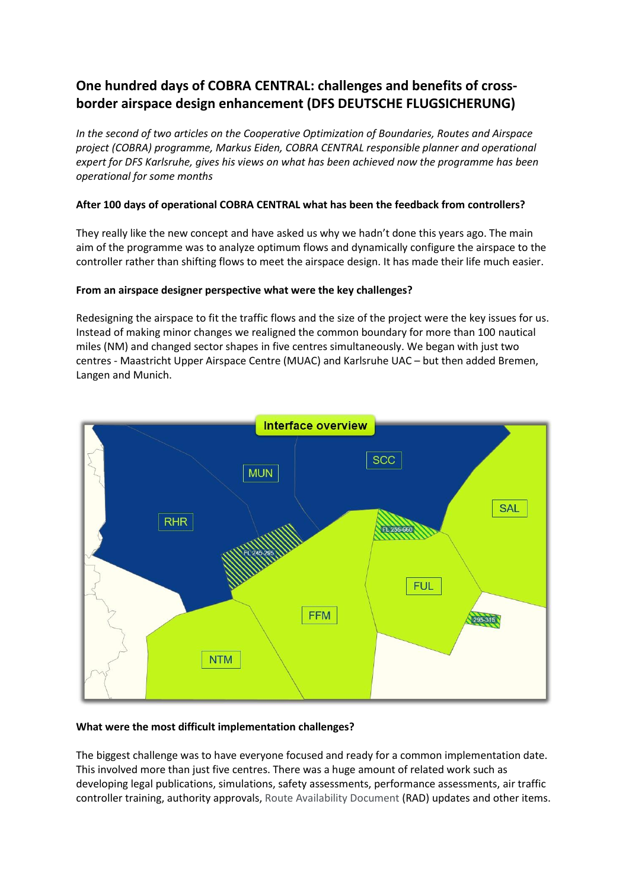# One hundred days of COBRA CENTRAL: challenges and benefits of cross-border airspace design enhancement (DFS DEUTSCHE FLUGSICHERUNG)

*In the second of two articles on the Cooperative Optimization of Boundaries, Routes and Airspace project (COBRA) programme, Markus Eiden, COBRA CENTRAL responsible planner and operational expert for DFS Karlsruhe, gives his views on what has been achieved now the programme has been operational for some months*

**After 100 days of operational COBRA CENTRAL what has been the feedback from controllers?**

They really like the new concept and have asked us why we hadn't done this years ago. The main aim of the programme was to analyze optimum flows and dynamically configure the airspace to the controller rather than shifting flows to meet the airspace design. It has made their life much easier.

**From an airspace designer perspective what were the key challenges?**

Redesigning the airspace to fit the traffic flows and the size of the project were the key issues for us. Instead of making minor changes we realigned the common boundary for more than 100 nautical miles (NM) and changed sector shapes in five centres simultaneously. We began with just two centres - Maastricht Upper Airspace Centre (MUAC) and Karlsruhe UAC – but then added Bremen, Langen and Munich.

Interface overview

MUN

SCC

RHR

SAL

FL 245-295

FL 255-660

FUL

FFM

295-315

NTM

**What were the most difficult implementation challenges?**

The biggest challenge was to have everyone focused and ready for a common implementation date. This involved more than just five centres. There was a huge amount of related work such as developing legal publications, simulations, safety assessments, performance assessments, air traffic controller training, authority approvals, Route Availability Document (RAD) updates and other items.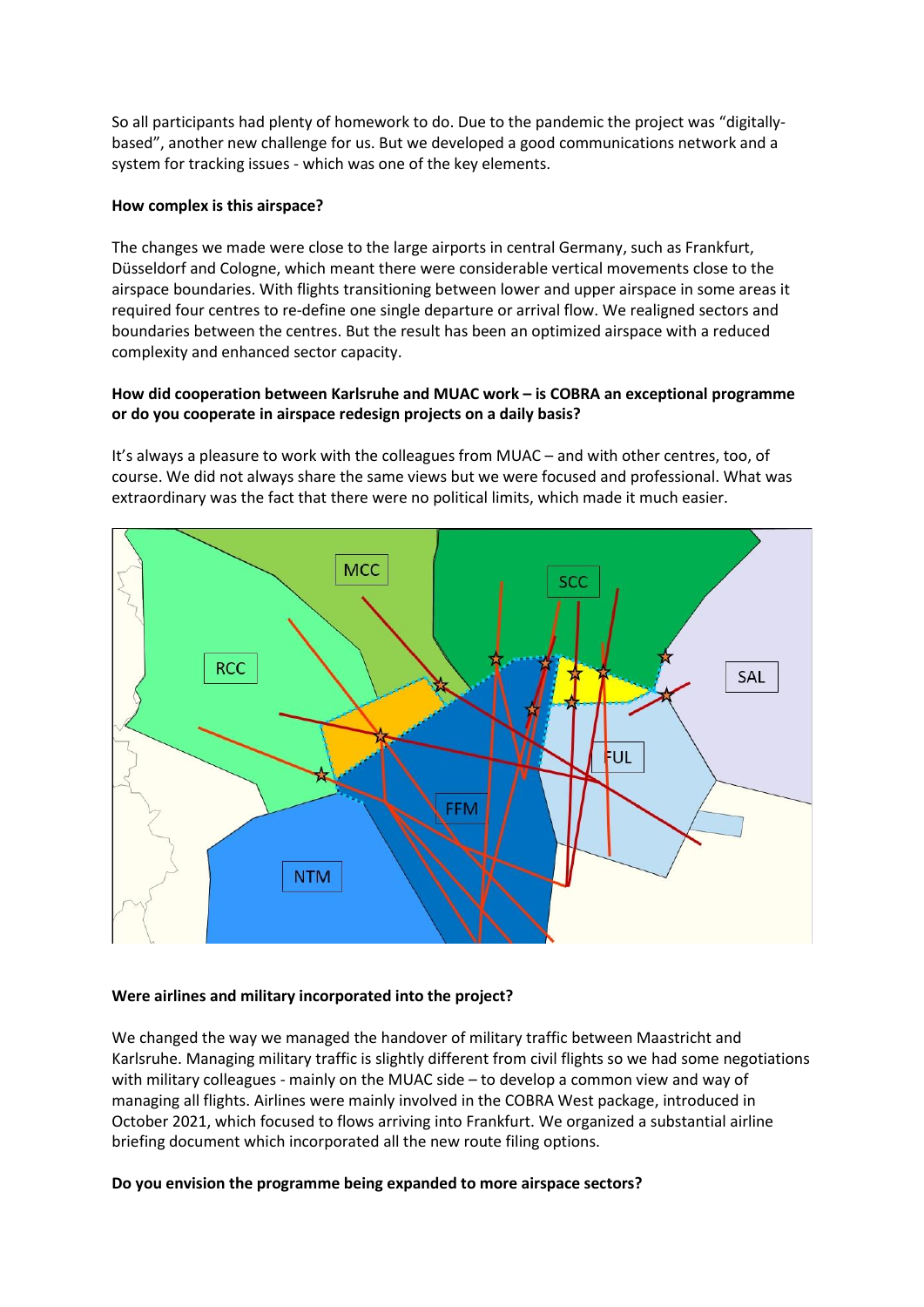So all participants had plenty of homework to do. Due to the pandemic the project was “digitally-based”, another new challenge for us. But we developed a good communications network and a system for tracking issues - which was one of the key elements.

**How complex is this airspace?**

The changes we made were close to the large airports in central Germany, such as Frankfurt, Düsseldorf and Cologne, which meant there were considerable vertical movements close to the airspace boundaries. With flights transitioning between lower and upper airspace in some areas it required four centres to re-define one single departure or arrival flow. We realigned sectors and boundaries between the centres. But the result has been an optimized airspace with a reduced complexity and enhanced sector capacity.

**How did cooperation between Karlsruhe and MUAC work – is COBRA an exceptional programme or do you cooperate in airspace redesign projects on a daily basis?**

It’s always a pleasure to work with the colleagues from MUAC – and with other centres, too, of course. We did not always share the same views but we were focused and professional. What was extraordinary was the fact that there were no political limits, which made it much easier.

MCC

SCC

RCC

SAL

FUL

FFM

NTM

**Were airlines and military incorporated into the project?**

We changed the way we managed the handover of military traffic between Maastricht and Karlsruhe. Managing military traffic is slightly different from civil flights so we had some negotiations with military colleagues - mainly on the MUAC side – to develop a common view and way of managing all flights. Airlines were mainly involved in the COBRA West package, introduced in October 2021, which focused to flows arriving into Frankfurt. We organized a substantial airline briefing document which incorporated all the new route filing options.

**Do you envision the programme being expanded to more airspace sectors?**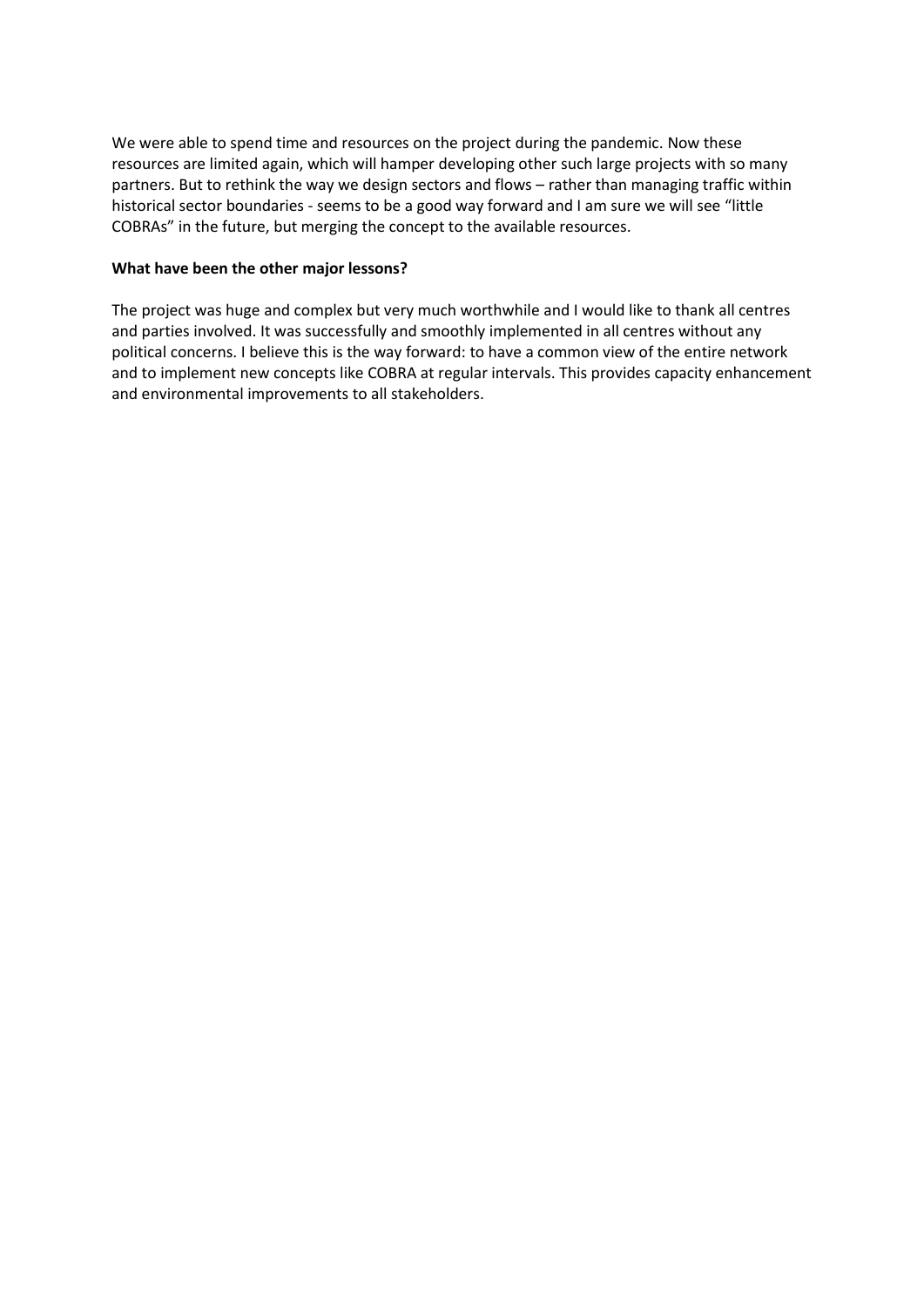We were able to spend time and resources on the project during the pandemic. Now these resources are limited again, which will hamper developing other such large projects with so many partners. But to rethink the way we design sectors and flows – rather than managing traffic within historical sector boundaries - seems to be a good way forward and I am sure we will see "little COBRAs" in the future, but merging the concept to the available resources.

**What have been the other major lessons?**

The project was huge and complex but very much worthwhile and I would like to thank all centres and parties involved. It was successfully and smoothly implemented in all centres without any political concerns. I believe this is the way forward: to have a common view of the entire network and to implement new concepts like COBRA at regular intervals. This provides capacity enhancement and environmental improvements to all stakeholders.